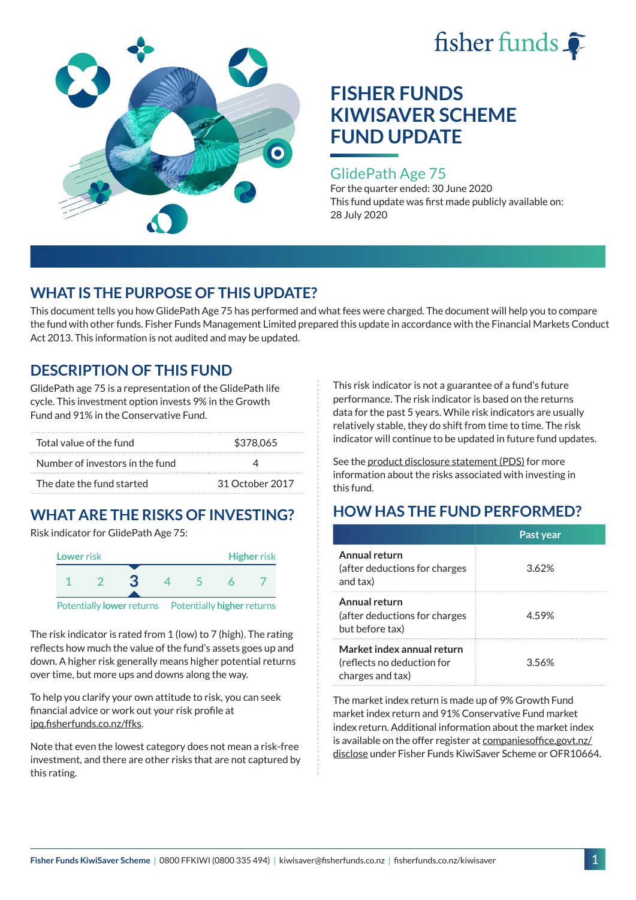fisher funds

# FISHER FUNDS KIWISAVER SCHEME FUND UPDATE

## GlidePath Age 75

For the quarter ended: 30 June 2020

This fund update was first made publicly available on: 28 July 2020

## WHAT IS THE PURPOSE OF THIS UPDATE?

This document tells you how GlidePath Age 75 has performed and what fees were charged. The document will help you to compare the fund with other funds. Fisher Funds Management Limited prepared this update in accordance with the Financial Markets Conduct Act 2013. This information is not audited and may be updated.

## DESCRIPTION OF THIS FUND

GlidePath age 75 is a representation of the GlidePath life cycle. This investment option invests 9% in the Growth Fund and 91% in the Conservative Fund.

| | |
|---|---|
| Total value of the fund | $378,065 |
| Number of investors in the fund | 4 |
| The date the fund started | 31 October 2017 |

## WHAT ARE THE RISKS OF INVESTING?

Risk indicator for GlidePath Age 75:

| Lower risk | | | | | | Higher risk |
|---|---|---|---|---|---|---|
| 1 | 2 | **3** | 4 | 5 | 6 | 7 |

Potentially **lower** returns — Potentially **higher** returns

The risk indicator is rated from 1 (low) to 7 (high). The rating reflects how much the value of the fund's assets goes up and down. A higher risk generally means higher potential returns over time, but more ups and downs along the way.

To help you clarify your own attitude to risk, you can seek financial advice or work out your risk profile at ipq.fisherfunds.co.nz/ffks.

Note that even the lowest category does not mean a risk-free investment, and there are other risks that are not captured by this rating.

This risk indicator is not a guarantee of a fund's future performance. The risk indicator is based on the returns data for the past 5 years. While risk indicators are usually relatively stable, they do shift from time to time. The risk indicator will continue to be updated in future fund updates.

See the product disclosure statement (PDS) for more information about the risks associated with investing in this fund.

## HOW HAS THE FUND PERFORMED?

| | Past year |
|---|---|
| **Annual return** (after deductions for charges and tax) | 3.62% |
| **Annual return** (after deductions for charges but before tax) | 4.59% |
| **Market index annual return** (reflects no deduction for charges and tax) | 3.56% |

The market index return is made up of 9% Growth Fund market index return and 91% Conservative Fund market index return. Additional information about the market index is available on the offer register at companiesoffice.govt.nz/disclose under Fisher Funds KiwiSaver Scheme or OFR10664.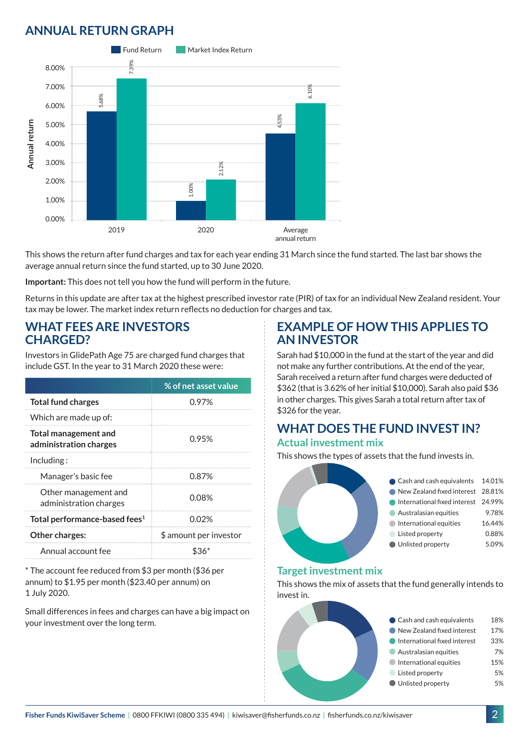## ANNUAL RETURN GRAPH

| | Fund Return | Market Index Return |
|---|---|---|
| 2019 | 5.68% | 7.39% |
| 2020 | 1.00% | 2.12% |
| Average annual return | 4.53% | 6.10% |

This shows the return after fund charges and tax for each year ending 31 March since the fund started. The last bar shows the average annual return since the fund started, up to 30 June 2020.

**Important:** This does not tell you how the fund will perform in the future.

Returns in this update are after tax at the highest prescribed investor rate (PIR) of tax for an individual New Zealand resident. Your tax may be lower. The market index return reflects no deduction for charges and tax.

## WHAT FEES ARE INVESTORS CHARGED?

Investors in GlidePath Age 75 are charged fund charges that include GST. In the year to 31 March 2020 these were:

| | % of net asset value |
|---|---|
| **Total fund charges** | 0.97% |
| Which are made up of: | |
| **Total management and administration charges** | 0.95% |
| Including: | |
| Manager's basic fee | 0.87% |
| Other management and administration charges | 0.08% |
| **Total performance-based fees**[1] | 0.02% |
| **Other charges:** | $ amount per investor |
| Annual account fee | $36* |

* The account fee reduced from $3 per month ($36 per annum) to $1.95 per month ($23.40 per annum) on 1 July 2020.

Small differences in fees and charges can have a big impact on your investment over the long term.

## EXAMPLE OF HOW THIS APPLIES TO AN INVESTOR

Sarah had $10,000 in the fund at the start of the year and did not make any further contributions. At the end of the year, Sarah received a return after fund charges were deducted of $362 (that is 3.62% of her initial $10,000). Sarah also paid $36 in other charges. This gives Sarah a total return after tax of $326 for the year.

## WHAT DOES THE FUND INVEST IN?

### Actual investment mix

This shows the types of assets that the fund invests in.

| Asset | % |
|---|---|
| Cash and cash equivalents | 14.01% |
| New Zealand fixed interest | 28.81% |
| International fixed interest | 24.99% |
| Australasian equities | 9.78% |
| International equities | 16.44% |
| Listed property | 0.88% |
| Unlisted property | 5.09% |

### Target investment mix

This shows the mix of assets that the fund generally intends to invest in.

| Asset | % |
|---|---|
| Cash and cash equivalents | 18% |
| New Zealand fixed interest | 17% |
| International fixed interest | 33% |
| Australasian equities | 7% |
| International equities | 15% |
| Listed property | 5% |
| Unlisted property | 5% |

**Fisher Funds KiwiSaver Scheme** | 0800 FFKIWI (0800 335 494) | kiwisaver@fisherfunds.co.nz | fisherfunds.co.nz/kiwisaver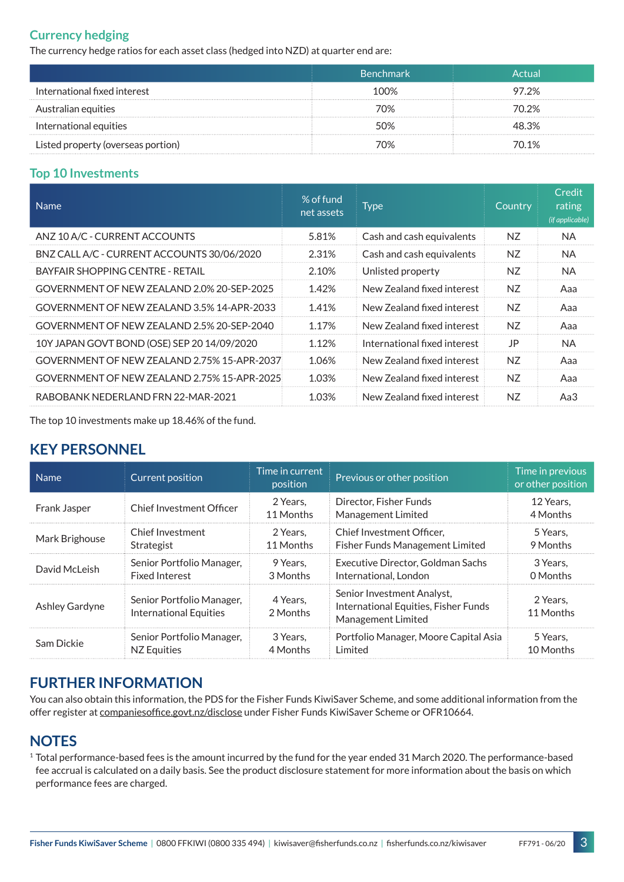## Currency hedging

The currency hedge ratios for each asset class (hedged into NZD) at quarter end are:

| | Benchmark | Actual |
|---|---|---|
| International fixed interest | 100% | 97.2% |
| Australian equities | 70% | 70.2% |
| International equities | 50% | 48.3% |
| Listed property (overseas portion) | 70% | 70.1% |

## Top 10 Investments

| Name | % of fund net assets | Type | Country | Credit rating *(if applicable)* |
|---|---|---|---|---|
| ANZ 10 A/C - CURRENT ACCOUNTS | 5.81% | Cash and cash equivalents | NZ | NA |
| BNZ CALL A/C - CURRENT ACCOUNTS 30/06/2020 | 2.31% | Cash and cash equivalents | NZ | NA |
| BAYFAIR SHOPPING CENTRE - RETAIL | 2.10% | Unlisted property | NZ | NA |
| GOVERNMENT OF NEW ZEALAND 2.0% 20-SEP-2025 | 1.42% | New Zealand fixed interest | NZ | Aaa |
| GOVERNMENT OF NEW ZEALAND 3.5% 14-APR-2033 | 1.41% | New Zealand fixed interest | NZ | Aaa |
| GOVERNMENT OF NEW ZEALAND 2.5% 20-SEP-2040 | 1.17% | New Zealand fixed interest | NZ | Aaa |
| 10Y JAPAN GOVT BOND (OSE) SEP 20 14/09/2020 | 1.12% | International fixed interest | JP | NA |
| GOVERNMENT OF NEW ZEALAND 2.75% 15-APR-2037 | 1.06% | New Zealand fixed interest | NZ | Aaa |
| GOVERNMENT OF NEW ZEALAND 2.75% 15-APR-2025 | 1.03% | New Zealand fixed interest | NZ | Aaa |
| RABOBANK NEDERLAND FRN 22-MAR-2021 | 1.03% | New Zealand fixed interest | NZ | Aa3 |

The top 10 investments make up 18.46% of the fund.

# KEY PERSONNEL

| Name | Current position | Time in current position | Previous or other position | Time in previous or other position |
|---|---|---|---|---|
| Frank Jasper | Chief Investment Officer | 2 Years, 11 Months | Director, Fisher Funds Management Limited | 12 Years, 4 Months |
| Mark Brighouse | Chief Investment Strategist | 2 Years, 11 Months | Chief Investment Officer, Fisher Funds Management Limited | 5 Years, 9 Months |
| David McLeish | Senior Portfolio Manager, Fixed Interest | 9 Years, 3 Months | Executive Director, Goldman Sachs International, London | 3 Years, 0 Months |
| Ashley Gardyne | Senior Portfolio Manager, International Equities | 4 Years, 2 Months | Senior Investment Analyst, International Equities, Fisher Funds Management Limited | 2 Years, 11 Months |
| Sam Dickie | Senior Portfolio Manager, NZ Equities | 3 Years, 4 Months | Portfolio Manager, Moore Capital Asia Limited | 5 Years, 10 Months |

# FURTHER INFORMATION

You can also obtain this information, the PDS for the Fisher Funds KiwiSaver Scheme, and some additional information from the offer register at companiesoffice.govt.nz/disclose under Fisher Funds KiwiSaver Scheme or OFR10664.

# NOTES

[1] Total performance-based fees is the amount incurred by the fund for the year ended 31 March 2020. The performance-based fee accrual is calculated on a daily basis. See the product disclosure statement for more information about the basis on which performance fees are charged.

**Fisher Funds KiwiSaver Scheme** | 0800 FFKIWI (0800 335 494) | kiwisaver@fisherfunds.co.nz | fisherfunds.co.nz/kiwisaver FF791 - 06/20